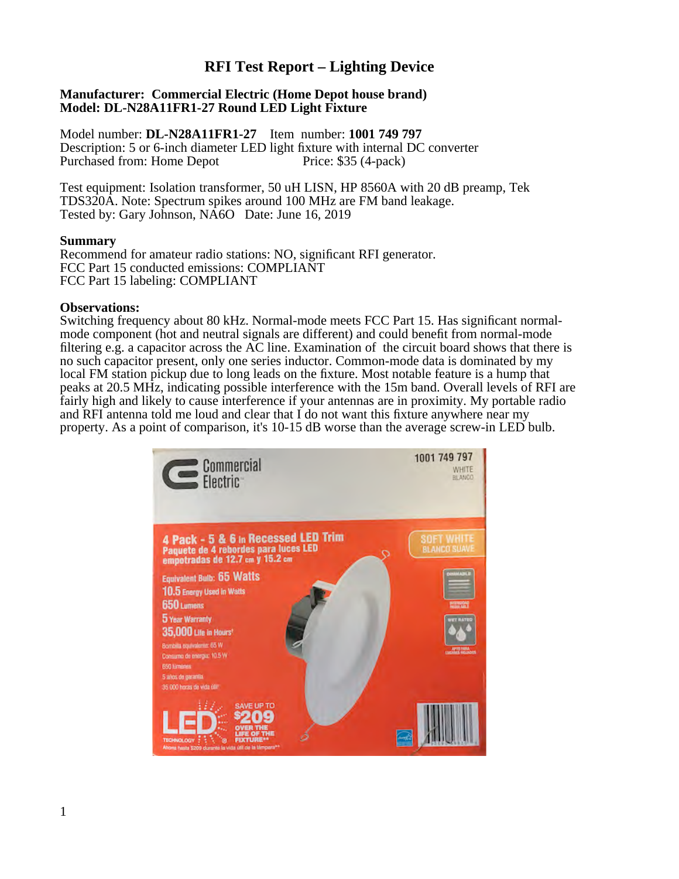# RFI Test Report – Lighting Device

**Manufacturer: Commercial Electric (Home Depot house brand)**
**Model: DL-N28A11FR1-27 Round LED Light Fixture**

Model number: **DL-N28A11FR1-27** Item number: **1001 749 797**
Description: 5 or 6-inch diameter LED light fixture with internal DC converter
Purchased from: Home Depot Price: $35 (4-pack)

Test equipment: Isolation transformer, 50 uH LISN, HP 8560A with 20 dB preamp, Tek TDS320A. Note: Spectrum spikes around 100 MHz are FM band leakage.
Tested by: Gary Johnson, NA6O Date: June 16, 2019

**Summary**
Recommend for amateur radio stations: NO, significant RFI generator.
FCC Part 15 conducted emissions: COMPLIANT
FCC Part 15 labeling: COMPLIANT

**Observations:**
Switching frequency about 80 kHz. Normal-mode meets FCC Part 15. Has significant normal-mode component (hot and neutral signals are different) and could benefit from normal-mode filtering e.g. a capacitor across the AC line. Examination of the circuit board shows that there is no such capacitor present, only one series inductor. Common-mode data is dominated by my local FM station pickup due to long leads on the fixture. Most notable feature is a hump that peaks at 20.5 MHz, indicating possible interference with the 15m band. Overall levels of RFI are fairly high and likely to cause interference if your antennas are in proximity. My portable radio and RFI antenna told me loud and clear that I do not want this fixture anywhere near my property. As a point of comparison, it's 10-15 dB worse than the average screw-in LED bulb.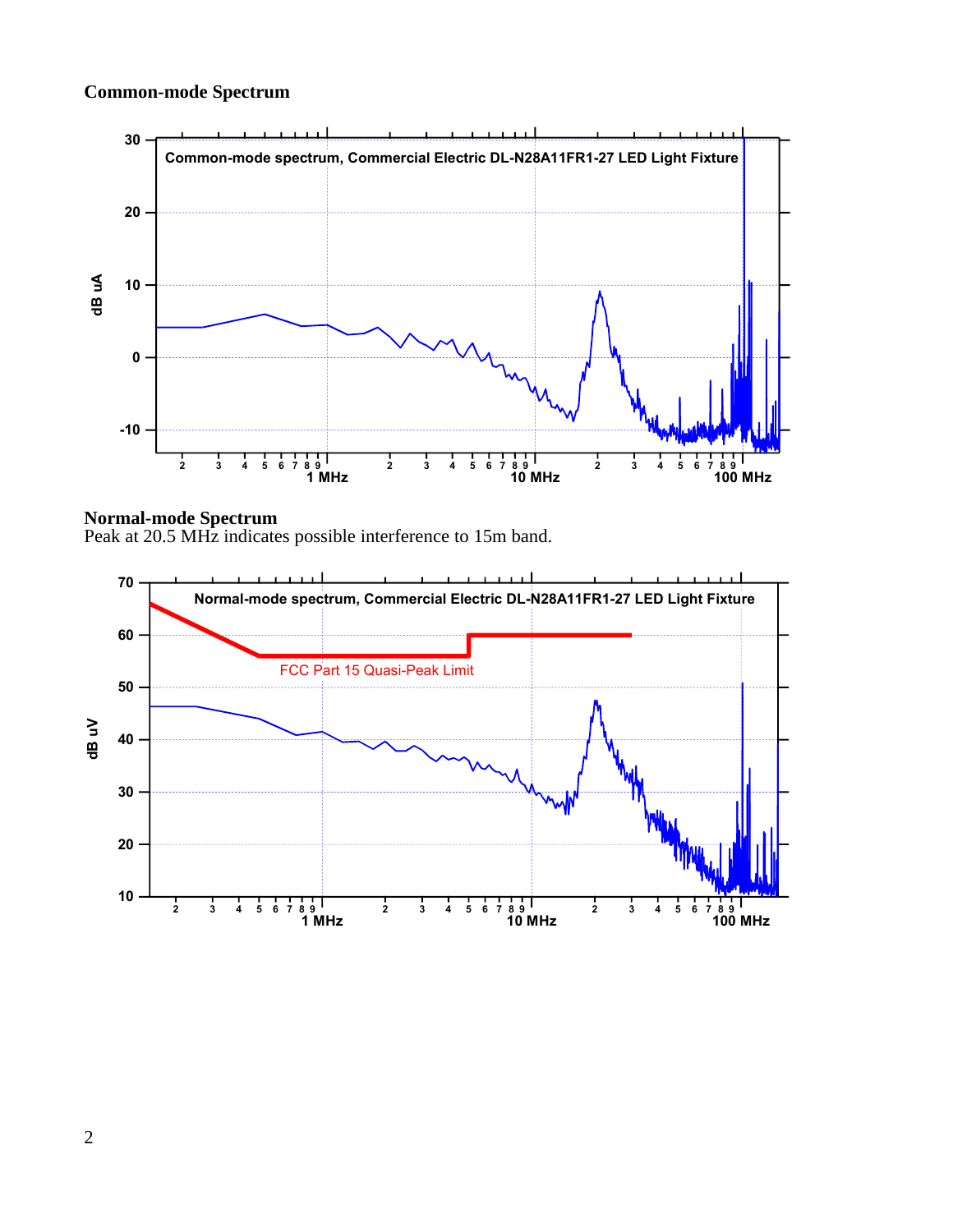**Common-mode Spectrum**

Common-mode spectrum, Commercial Electric DL-N28A11FR1-27 LED Light Fixture

dB uA

30
20
10
0
-10

2 3 4 5 6 7 8 9 1 MHz 2 3 4 5 6 7 8 9 10 MHz 2 3 4 5 6 7 8 9 100 MHz

**Normal-mode Spectrum**

Peak at 20.5 MHz indicates possible interference to 15m band.

Normal-mode spectrum, Commercial Electric DL-N28A11FR1-27 LED Light Fixture

FCC Part 15 Quasi-Peak Limit

dB uV

70
60
50
40
30
20
10

2 3 4 5 6 7 8 9 1 MHz 2 3 4 5 6 7 8 9 10 MHz 2 3 4 5 6 7 8 9 100 MHz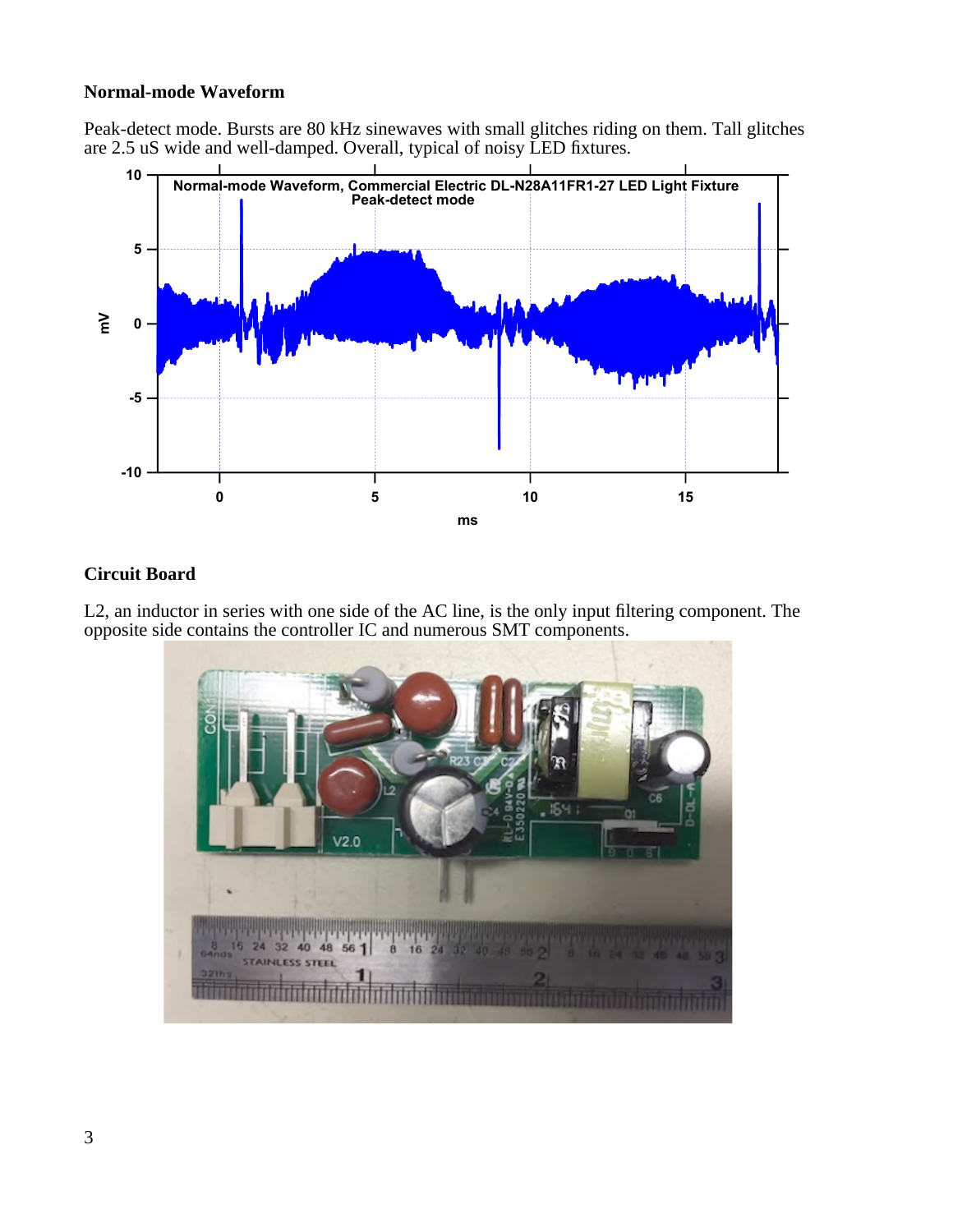### Normal-mode Waveform

Peak-detect mode. Bursts are 80 kHz sinewaves with small glitches riding on them. Tall glitches are 2.5 uS wide and well-damped. Overall, typical of noisy LED fixtures.

Normal-mode Waveform, Commercial Electric DL-N28A11FR1-27 LED Light Fixture
Peak-detect mode

10
5
0
-5
-10
mV

0
5
10
15
ms

### Circuit Board

L2, an inductor in series with one side of the AC line, is the only input filtering component. The opposite side contains the controller IC and numerous SMT components.